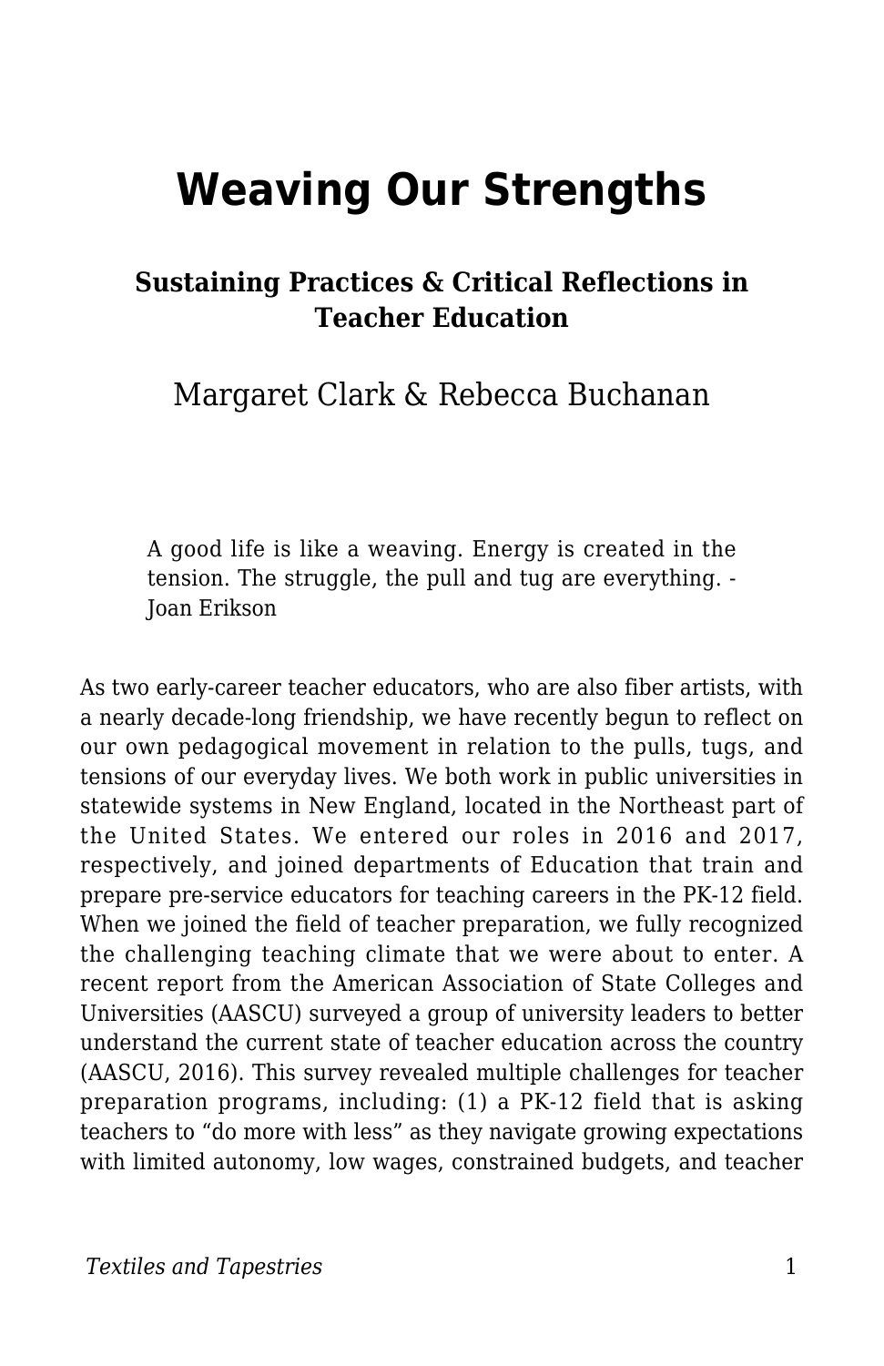# Weaving Our Strengths

### Sustaining Practices & Critical Reflections in Teacher Education

Margaret Clark & Rebecca Buchanan

> A good life is like a weaving. Energy is created in the tension. The struggle, the pull and tug are everything. - Joan Erikson

As two early-career teacher educators, who are also fiber artists, with a nearly decade-long friendship, we have recently begun to reflect on our own pedagogical movement in relation to the pulls, tugs, and tensions of our everyday lives. We both work in public universities in statewide systems in New England, located in the Northeast part of the United States. We entered our roles in 2016 and 2017, respectively, and joined departments of Education that train and prepare pre-service educators for teaching careers in the PK-12 field. When we joined the field of teacher preparation, we fully recognized the challenging teaching climate that we were about to enter. A recent report from the American Association of State Colleges and Universities (AASCU) surveyed a group of university leaders to better understand the current state of teacher education across the country (AASCU, 2016). This survey revealed multiple challenges for teacher preparation programs, including: (1) a PK-12 field that is asking teachers to "do more with less" as they navigate growing expectations with limited autonomy, low wages, constrained budgets, and teacher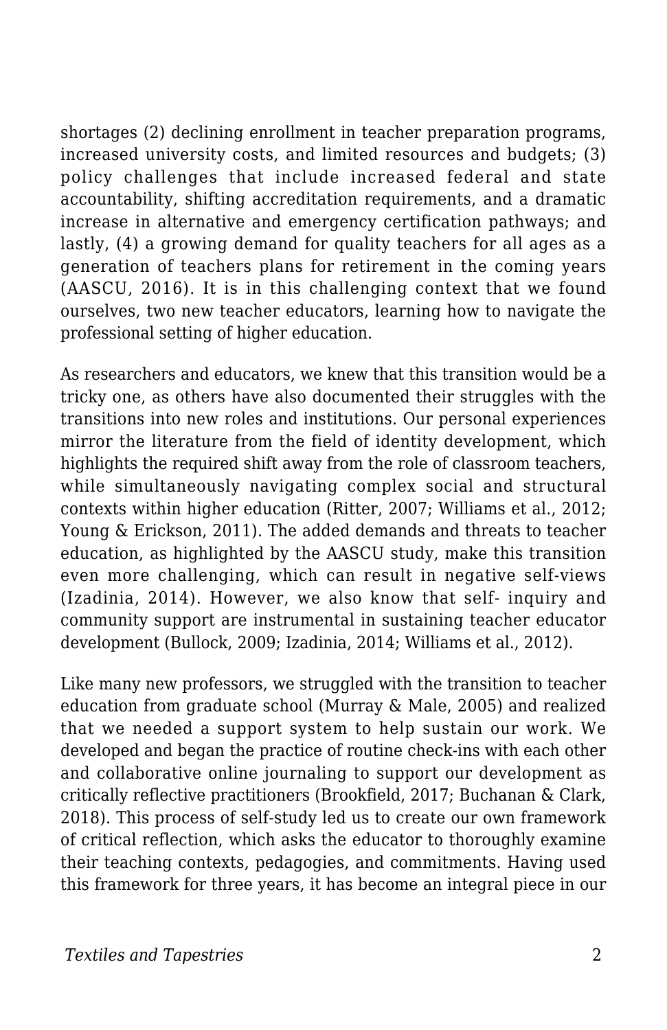shortages (2) declining enrollment in teacher preparation programs, increased university costs, and limited resources and budgets; (3) policy challenges that include increased federal and state accountability, shifting accreditation requirements, and a dramatic increase in alternative and emergency certification pathways; and lastly, (4) a growing demand for quality teachers for all ages as a generation of teachers plans for retirement in the coming years (AASCU, 2016). It is in this challenging context that we found ourselves, two new teacher educators, learning how to navigate the professional setting of higher education.

As researchers and educators, we knew that this transition would be a tricky one, as others have also documented their struggles with the transitions into new roles and institutions. Our personal experiences mirror the literature from the field of identity development, which highlights the required shift away from the role of classroom teachers, while simultaneously navigating complex social and structural contexts within higher education (Ritter, 2007; Williams et al., 2012; Young & Erickson, 2011). The added demands and threats to teacher education, as highlighted by the AASCU study, make this transition even more challenging, which can result in negative self-views (Izadinia, 2014). However, we also know that self- inquiry and community support are instrumental in sustaining teacher educator development (Bullock, 2009; Izadinia, 2014; Williams et al., 2012).

Like many new professors, we struggled with the transition to teacher education from graduate school (Murray & Male, 2005) and realized that we needed a support system to help sustain our work. We developed and began the practice of routine check-ins with each other and collaborative online journaling to support our development as critically reflective practitioners (Brookfield, 2017; Buchanan & Clark, 2018). This process of self-study led us to create our own framework of critical reflection, which asks the educator to thoroughly examine their teaching contexts, pedagogies, and commitments. Having used this framework for three years, it has become an integral piece in our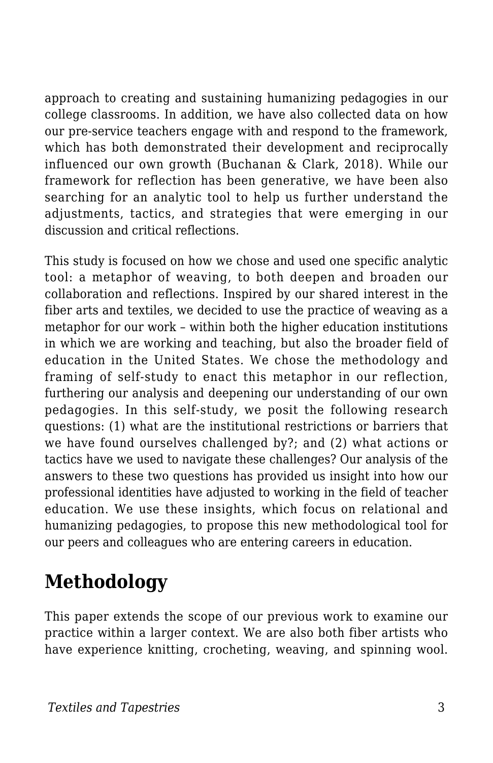approach to creating and sustaining humanizing pedagogies in our college classrooms. In addition, we have also collected data on how our pre-service teachers engage with and respond to the framework, which has both demonstrated their development and reciprocally influenced our own growth (Buchanan & Clark, 2018). While our framework for reflection has been generative, we have been also searching for an analytic tool to help us further understand the adjustments, tactics, and strategies that were emerging in our discussion and critical reflections.

This study is focused on how we chose and used one specific analytic tool: a metaphor of weaving, to both deepen and broaden our collaboration and reflections. Inspired by our shared interest in the fiber arts and textiles, we decided to use the practice of weaving as a metaphor for our work – within both the higher education institutions in which we are working and teaching, but also the broader field of education in the United States. We chose the methodology and framing of self-study to enact this metaphor in our reflection, furthering our analysis and deepening our understanding of our own pedagogies. In this self-study, we posit the following research questions: (1) what are the institutional restrictions or barriers that we have found ourselves challenged by?; and (2) what actions or tactics have we used to navigate these challenges? Our analysis of the answers to these two questions has provided us insight into how our professional identities have adjusted to working in the field of teacher education. We use these insights, which focus on relational and humanizing pedagogies, to propose this new methodological tool for our peers and colleagues who are entering careers in education.

## Methodology

This paper extends the scope of our previous work to examine our practice within a larger context. We are also both fiber artists who have experience knitting, crocheting, weaving, and spinning wool.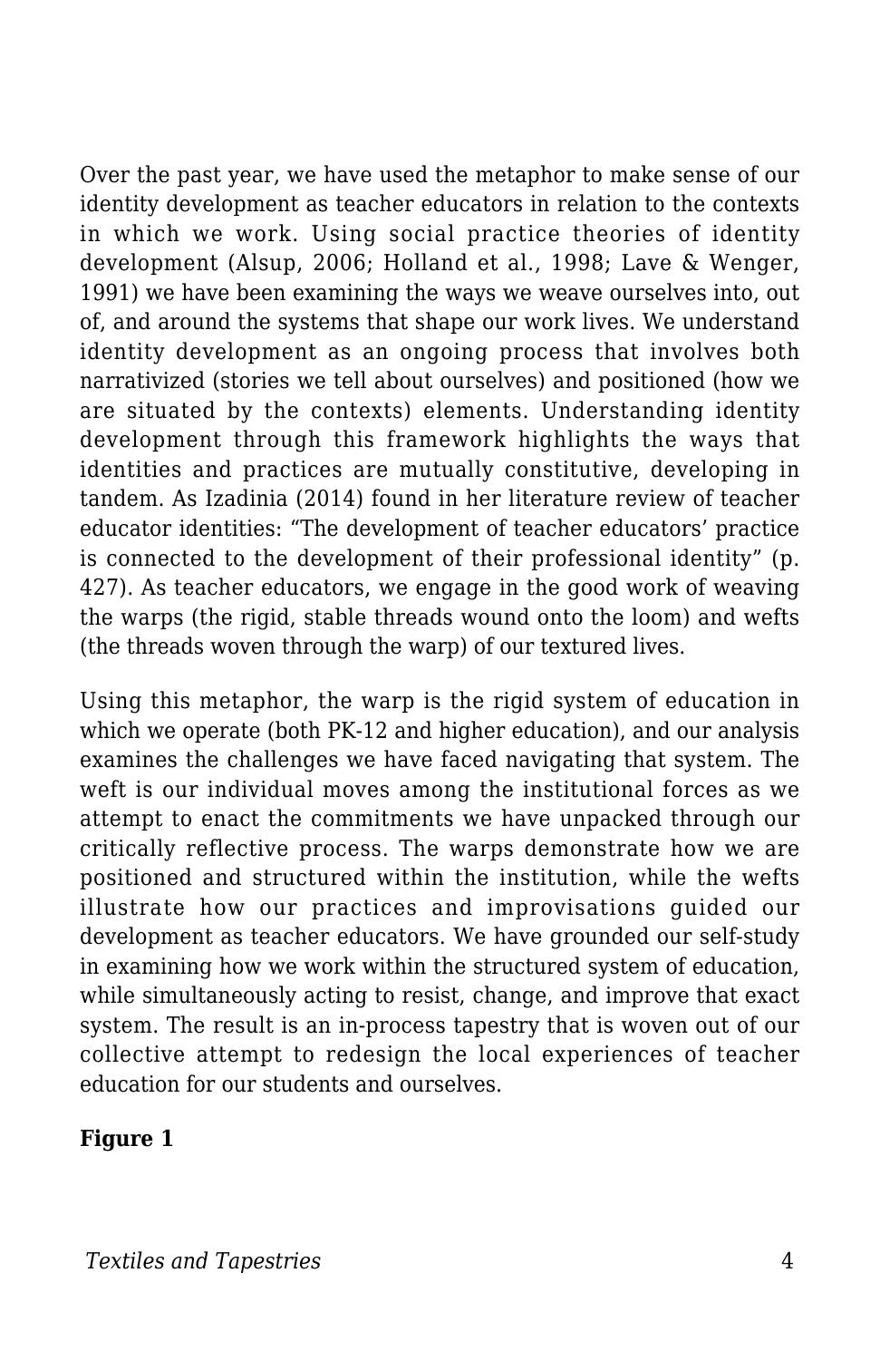Over the past year, we have used the metaphor to make sense of our identity development as teacher educators in relation to the contexts in which we work. Using social practice theories of identity development (Alsup, 2006; Holland et al., 1998; Lave & Wenger, 1991) we have been examining the ways we weave ourselves into, out of, and around the systems that shape our work lives. We understand identity development as an ongoing process that involves both narrativized (stories we tell about ourselves) and positioned (how we are situated by the contexts) elements. Understanding identity development through this framework highlights the ways that identities and practices are mutually constitutive, developing in tandem. As Izadinia (2014) found in her literature review of teacher educator identities: "The development of teacher educators' practice is connected to the development of their professional identity" (p. 427). As teacher educators, we engage in the good work of weaving the warps (the rigid, stable threads wound onto the loom) and wefts (the threads woven through the warp) of our textured lives.

Using this metaphor, the warp is the rigid system of education in which we operate (both PK-12 and higher education), and our analysis examines the challenges we have faced navigating that system. The weft is our individual moves among the institutional forces as we attempt to enact the commitments we have unpacked through our critically reflective process. The warps demonstrate how we are positioned and structured within the institution, while the wefts illustrate how our practices and improvisations guided our development as teacher educators. We have grounded our self-study in examining how we work within the structured system of education, while simultaneously acting to resist, change, and improve that exact system. The result is an in-process tapestry that is woven out of our collective attempt to redesign the local experiences of teacher education for our students and ourselves.

**Figure 1**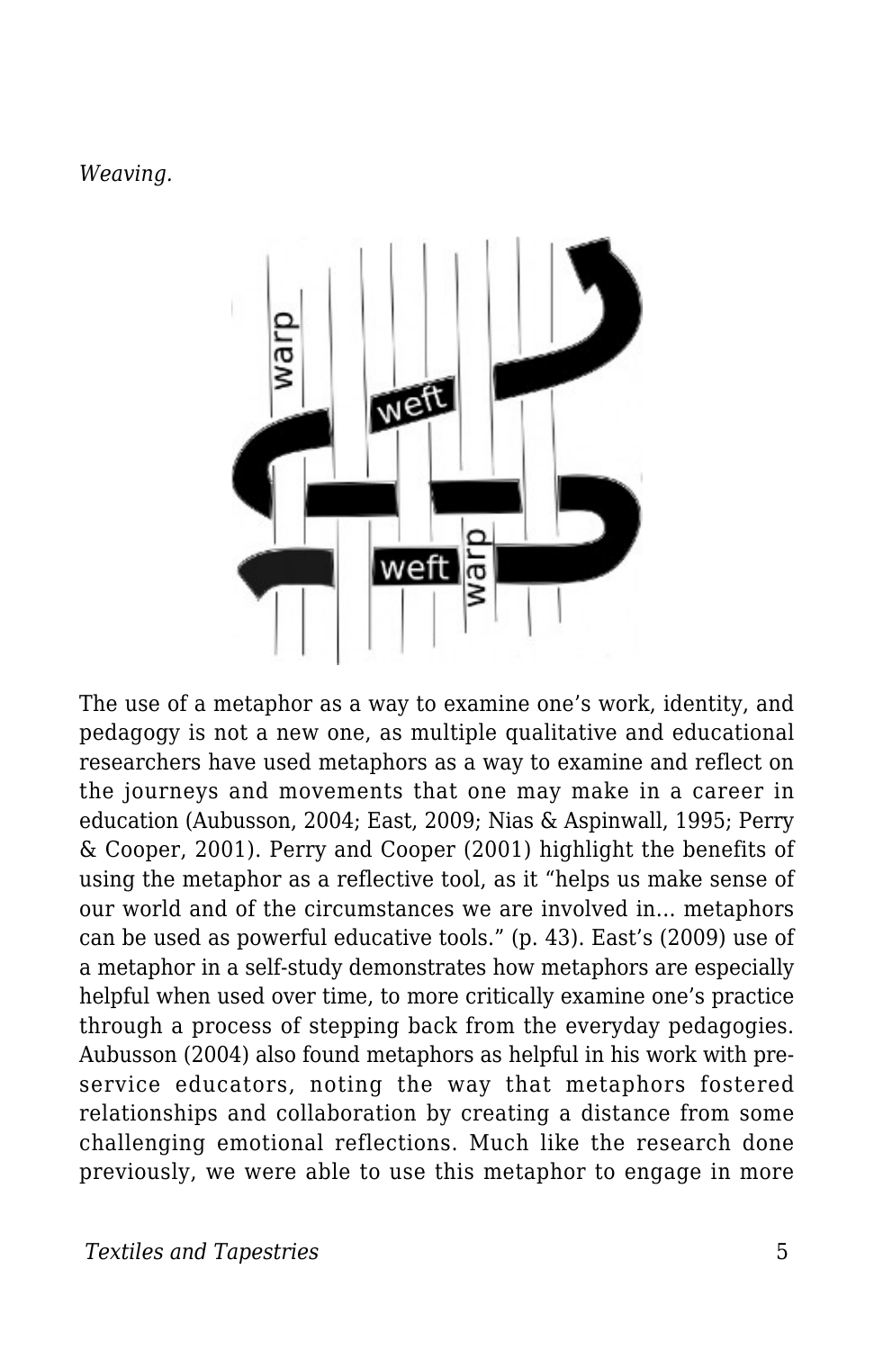*Weaving.*

The use of a metaphor as a way to examine one's work, identity, and pedagogy is not a new one, as multiple qualitative and educational researchers have used metaphors as a way to examine and reflect on the journeys and movements that one may make in a career in education (Aubusson, 2004; East, 2009; Nias & Aspinwall, 1995; Perry & Cooper, 2001). Perry and Cooper (2001) highlight the benefits of using the metaphor as a reflective tool, as it "helps us make sense of our world and of the circumstances we are involved in… metaphors can be used as powerful educative tools." (p. 43). East's (2009) use of a metaphor in a self-study demonstrates how metaphors are especially helpful when used over time, to more critically examine one's practice through a process of stepping back from the everyday pedagogies. Aubusson (2004) also found metaphors as helpful in his work with pre-service educators, noting the way that metaphors fostered relationships and collaboration by creating a distance from some challenging emotional reflections. Much like the research done previously, we were able to use this metaphor to engage in more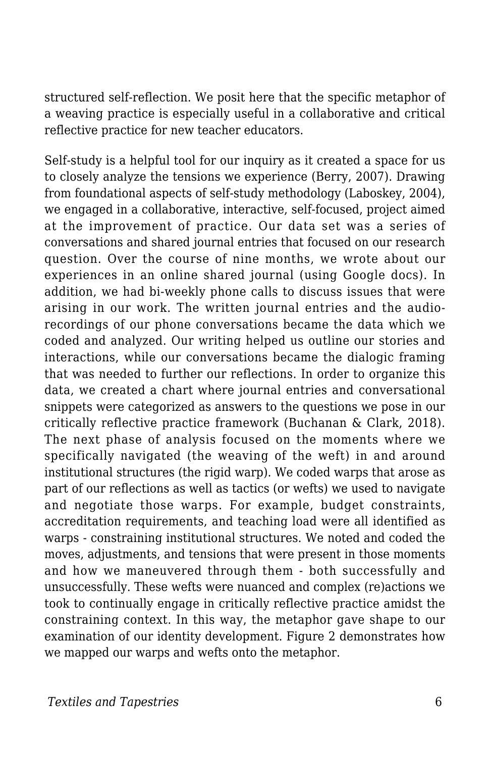structured self-reflection. We posit here that the specific metaphor of a weaving practice is especially useful in a collaborative and critical reflective practice for new teacher educators.

Self-study is a helpful tool for our inquiry as it created a space for us to closely analyze the tensions we experience (Berry, 2007). Drawing from foundational aspects of self-study methodology (Laboskey, 2004), we engaged in a collaborative, interactive, self-focused, project aimed at the improvement of practice. Our data set was a series of conversations and shared journal entries that focused on our research question. Over the course of nine months, we wrote about our experiences in an online shared journal (using Google docs). In addition, we had bi-weekly phone calls to discuss issues that were arising in our work. The written journal entries and the audio-recordings of our phone conversations became the data which we coded and analyzed. Our writing helped us outline our stories and interactions, while our conversations became the dialogic framing that was needed to further our reflections. In order to organize this data, we created a chart where journal entries and conversational snippets were categorized as answers to the questions we pose in our critically reflective practice framework (Buchanan & Clark, 2018). The next phase of analysis focused on the moments where we specifically navigated (the weaving of the weft) in and around institutional structures (the rigid warp). We coded warps that arose as part of our reflections as well as tactics (or wefts) we used to navigate and negotiate those warps. For example, budget constraints, accreditation requirements, and teaching load were all identified as warps - constraining institutional structures. We noted and coded the moves, adjustments, and tensions that were present in those moments and how we maneuvered through them - both successfully and unsuccessfully. These wefts were nuanced and complex (re)actions we took to continually engage in critically reflective practice amidst the constraining context. In this way, the metaphor gave shape to our examination of our identity development. Figure 2 demonstrates how we mapped our warps and wefts onto the metaphor.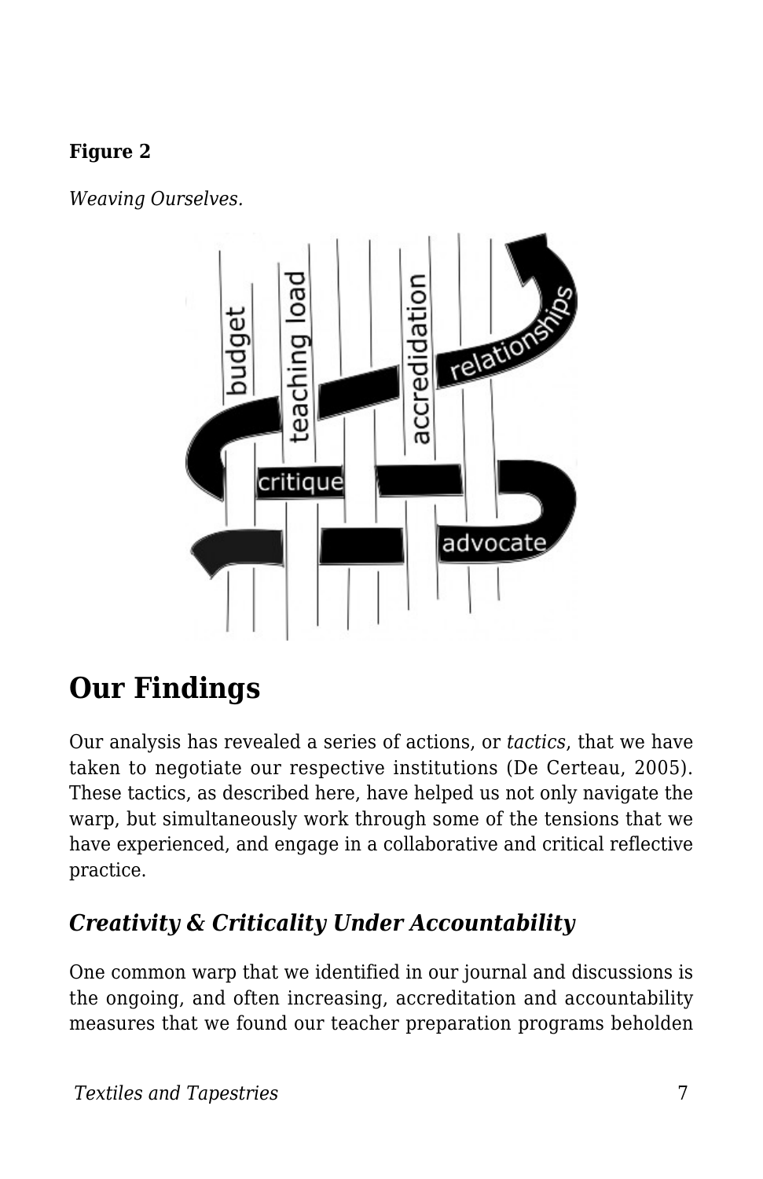**Figure 2**

*Weaving Ourselves.*

## Our Findings

Our analysis has revealed a series of actions, or *tactics*, that we have taken to negotiate our respective institutions (De Certeau, 2005). These tactics, as described here, have helped us not only navigate the warp, but simultaneously work through some of the tensions that we have experienced, and engage in a collaborative and critical reflective practice.

### *Creativity & Criticality Under Accountability*

One common warp that we identified in our journal and discussions is the ongoing, and often increasing, accreditation and accountability measures that we found our teacher preparation programs beholden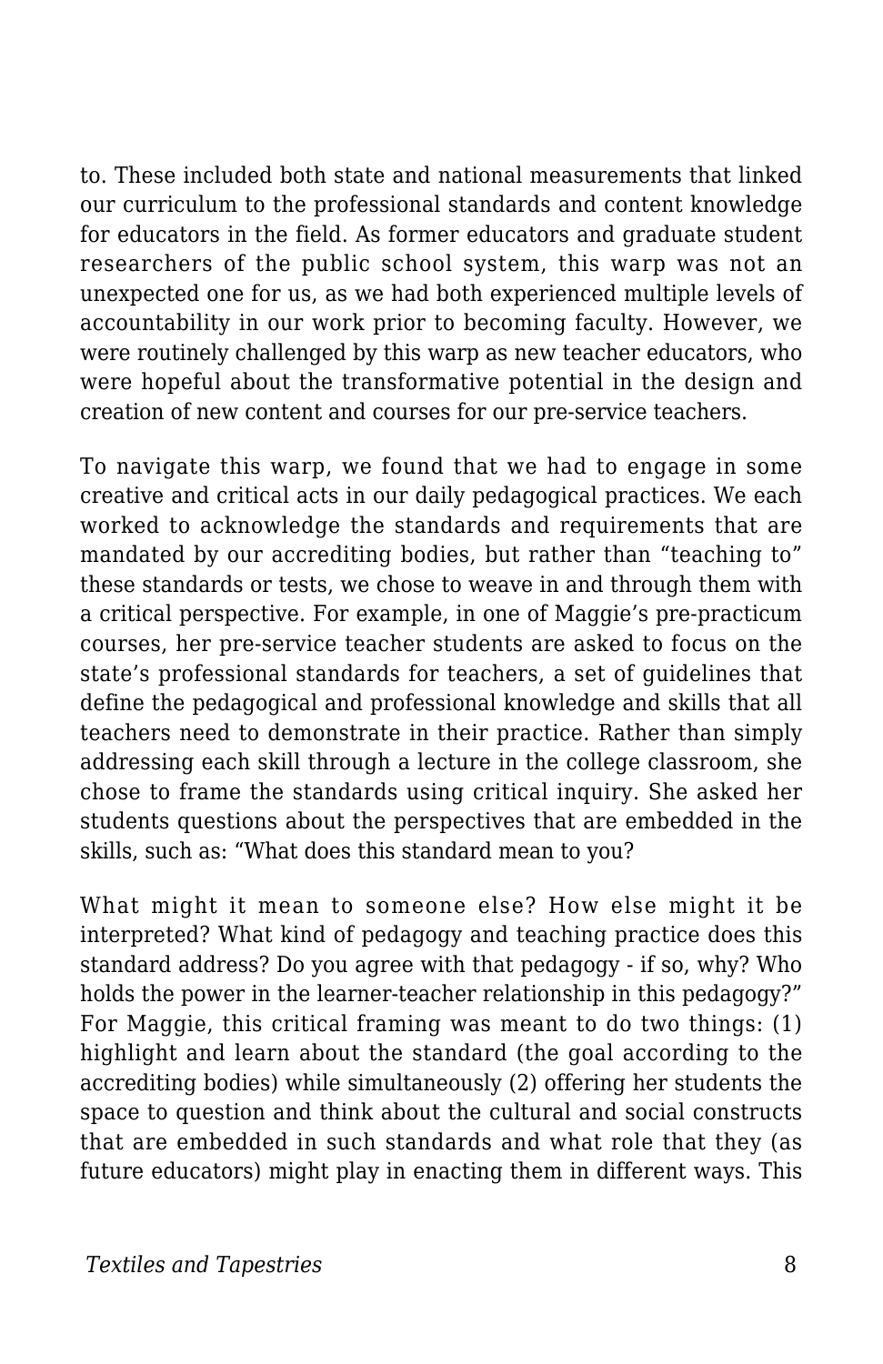to. These included both state and national measurements that linked our curriculum to the professional standards and content knowledge for educators in the field. As former educators and graduate student researchers of the public school system, this warp was not an unexpected one for us, as we had both experienced multiple levels of accountability in our work prior to becoming faculty. However, we were routinely challenged by this warp as new teacher educators, who were hopeful about the transformative potential in the design and creation of new content and courses for our pre-service teachers.

To navigate this warp, we found that we had to engage in some creative and critical acts in our daily pedagogical practices. We each worked to acknowledge the standards and requirements that are mandated by our accrediting bodies, but rather than "teaching to" these standards or tests, we chose to weave in and through them with a critical perspective. For example, in one of Maggie's pre-practicum courses, her pre-service teacher students are asked to focus on the state's professional standards for teachers, a set of guidelines that define the pedagogical and professional knowledge and skills that all teachers need to demonstrate in their practice. Rather than simply addressing each skill through a lecture in the college classroom, she chose to frame the standards using critical inquiry. She asked her students questions about the perspectives that are embedded in the skills, such as: "What does this standard mean to you?

What might it mean to someone else? How else might it be interpreted? What kind of pedagogy and teaching practice does this standard address? Do you agree with that pedagogy - if so, why? Who holds the power in the learner-teacher relationship in this pedagogy?" For Maggie, this critical framing was meant to do two things: (1) highlight and learn about the standard (the goal according to the accrediting bodies) while simultaneously (2) offering her students the space to question and think about the cultural and social constructs that are embedded in such standards and what role that they (as future educators) might play in enacting them in different ways. This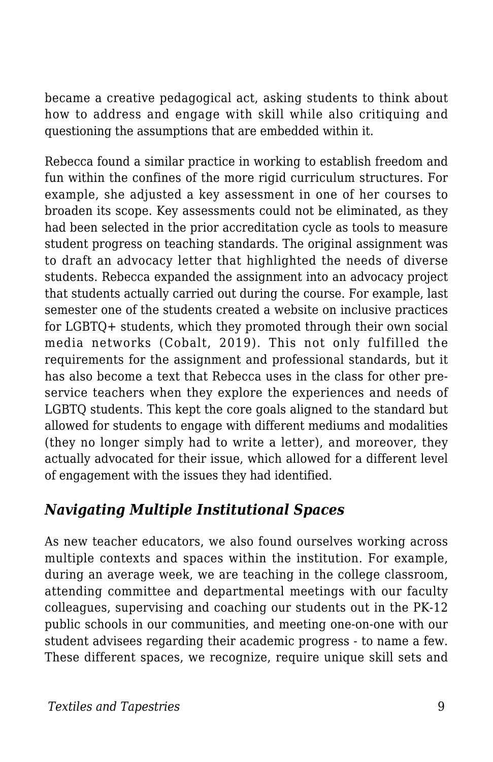became a creative pedagogical act, asking students to think about how to address and engage with skill while also critiquing and questioning the assumptions that are embedded within it.

Rebecca found a similar practice in working to establish freedom and fun within the confines of the more rigid curriculum structures. For example, she adjusted a key assessment in one of her courses to broaden its scope. Key assessments could not be eliminated, as they had been selected in the prior accreditation cycle as tools to measure student progress on teaching standards. The original assignment was to draft an advocacy letter that highlighted the needs of diverse students. Rebecca expanded the assignment into an advocacy project that students actually carried out during the course. For example, last semester one of the students created a website on inclusive practices for LGBTQ+ students, which they promoted through their own social media networks (Cobalt, 2019). This not only fulfilled the requirements for the assignment and professional standards, but it has also become a text that Rebecca uses in the class for other pre-service teachers when they explore the experiences and needs of LGBTQ students. This kept the core goals aligned to the standard but allowed for students to engage with different mediums and modalities (they no longer simply had to write a letter), and moreover, they actually advocated for their issue, which allowed for a different level of engagement with the issues they had identified.

### *Navigating Multiple Institutional Spaces*

As new teacher educators, we also found ourselves working across multiple contexts and spaces within the institution. For example, during an average week, we are teaching in the college classroom, attending committee and departmental meetings with our faculty colleagues, supervising and coaching our students out in the PK-12 public schools in our communities, and meeting one-on-one with our student advisees regarding their academic progress - to name a few. These different spaces, we recognize, require unique skill sets and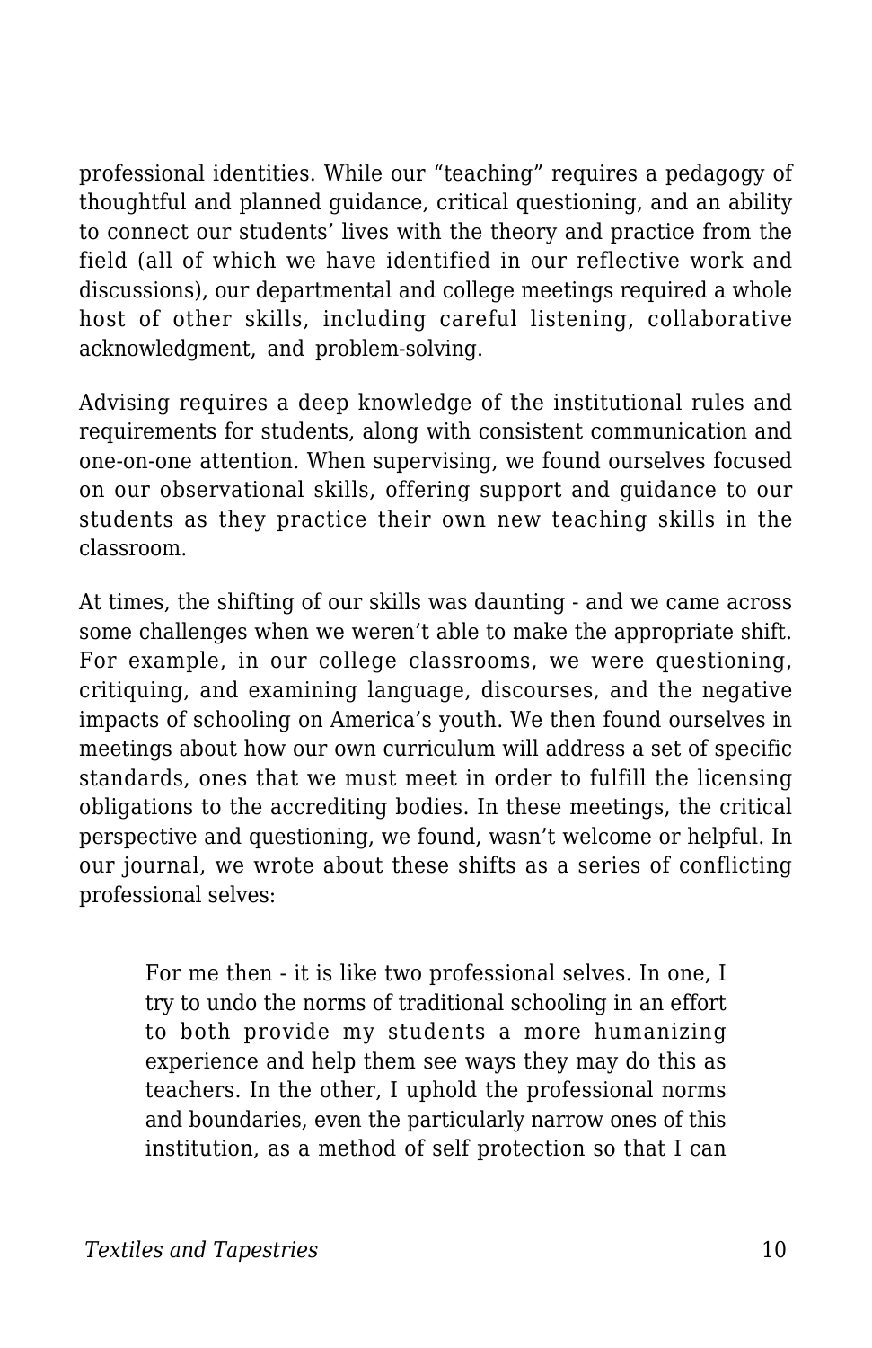professional identities. While our "teaching" requires a pedagogy of thoughtful and planned guidance, critical questioning, and an ability to connect our students' lives with the theory and practice from the field (all of which we have identified in our reflective work and discussions), our departmental and college meetings required a whole host of other skills, including careful listening, collaborative acknowledgment, and problem-solving.

Advising requires a deep knowledge of the institutional rules and requirements for students, along with consistent communication and one-on-one attention. When supervising, we found ourselves focused on our observational skills, offering support and guidance to our students as they practice their own new teaching skills in the classroom.

At times, the shifting of our skills was daunting - and we came across some challenges when we weren't able to make the appropriate shift. For example, in our college classrooms, we were questioning, critiquing, and examining language, discourses, and the negative impacts of schooling on America's youth. We then found ourselves in meetings about how our own curriculum will address a set of specific standards, ones that we must meet in order to fulfill the licensing obligations to the accrediting bodies. In these meetings, the critical perspective and questioning, we found, wasn't welcome or helpful. In our journal, we wrote about these shifts as a series of conflicting professional selves:

> For me then - it is like two professional selves. In one, I try to undo the norms of traditional schooling in an effort to both provide my students a more humanizing experience and help them see ways they may do this as teachers. In the other, I uphold the professional norms and boundaries, even the particularly narrow ones of this institution, as a method of self protection so that I can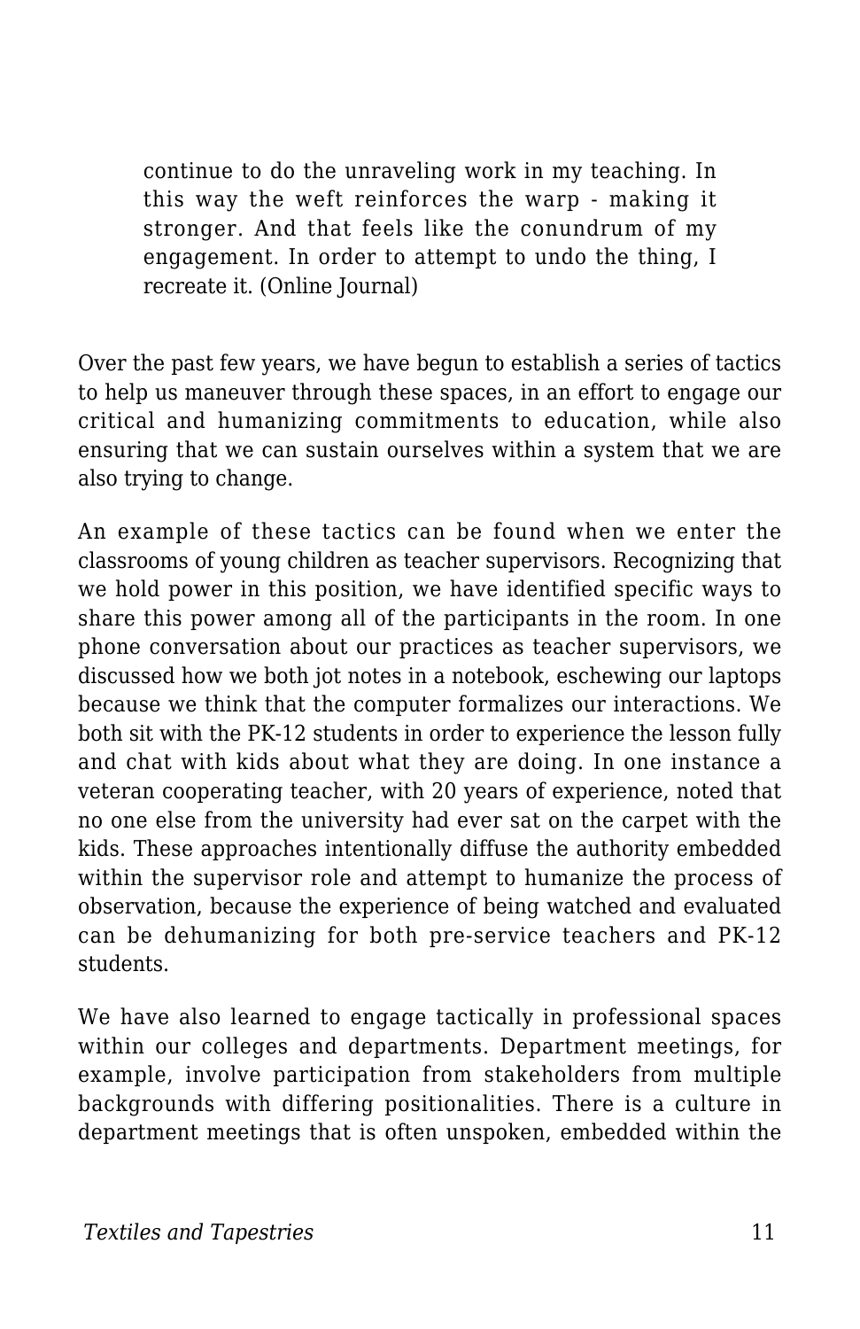> continue to do the unraveling work in my teaching. In this way the weft reinforces the warp - making it stronger. And that feels like the conundrum of my engagement. In order to attempt to undo the thing, I recreate it. (Online Journal)

Over the past few years, we have begun to establish a series of tactics to help us maneuver through these spaces, in an effort to engage our critical and humanizing commitments to education, while also ensuring that we can sustain ourselves within a system that we are also trying to change.

An example of these tactics can be found when we enter the classrooms of young children as teacher supervisors. Recognizing that we hold power in this position, we have identified specific ways to share this power among all of the participants in the room. In one phone conversation about our practices as teacher supervisors, we discussed how we both jot notes in a notebook, eschewing our laptops because we think that the computer formalizes our interactions. We both sit with the PK-12 students in order to experience the lesson fully and chat with kids about what they are doing. In one instance a veteran cooperating teacher, with 20 years of experience, noted that no one else from the university had ever sat on the carpet with the kids. These approaches intentionally diffuse the authority embedded within the supervisor role and attempt to humanize the process of observation, because the experience of being watched and evaluated can be dehumanizing for both pre-service teachers and PK-12 students.

We have also learned to engage tactically in professional spaces within our colleges and departments. Department meetings, for example, involve participation from stakeholders from multiple backgrounds with differing positionalities. There is a culture in department meetings that is often unspoken, embedded within the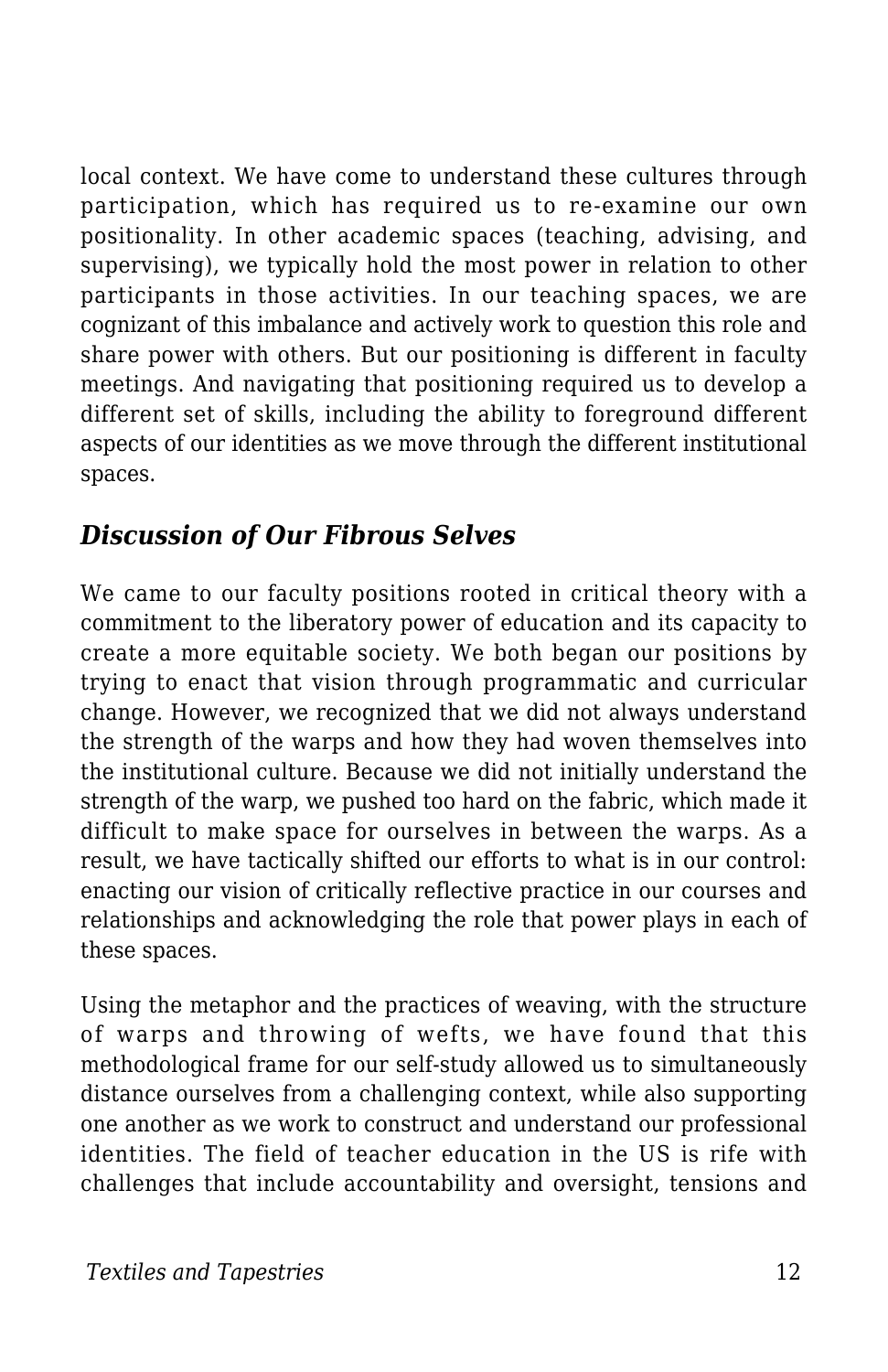local context. We have come to understand these cultures through participation, which has required us to re-examine our own positionality. In other academic spaces (teaching, advising, and supervising), we typically hold the most power in relation to other participants in those activities. In our teaching spaces, we are cognizant of this imbalance and actively work to question this role and share power with others. But our positioning is different in faculty meetings. And navigating that positioning required us to develop a different set of skills, including the ability to foreground different aspects of our identities as we move through the different institutional spaces.

### *Discussion of Our Fibrous Selves*

We came to our faculty positions rooted in critical theory with a commitment to the liberatory power of education and its capacity to create a more equitable society. We both began our positions by trying to enact that vision through programmatic and curricular change. However, we recognized that we did not always understand the strength of the warps and how they had woven themselves into the institutional culture. Because we did not initially understand the strength of the warp, we pushed too hard on the fabric, which made it difficult to make space for ourselves in between the warps. As a result, we have tactically shifted our efforts to what is in our control: enacting our vision of critically reflective practice in our courses and relationships and acknowledging the role that power plays in each of these spaces.

Using the metaphor and the practices of weaving, with the structure of warps and throwing of wefts, we have found that this methodological frame for our self-study allowed us to simultaneously distance ourselves from a challenging context, while also supporting one another as we work to construct and understand our professional identities. The field of teacher education in the US is rife with challenges that include accountability and oversight, tensions and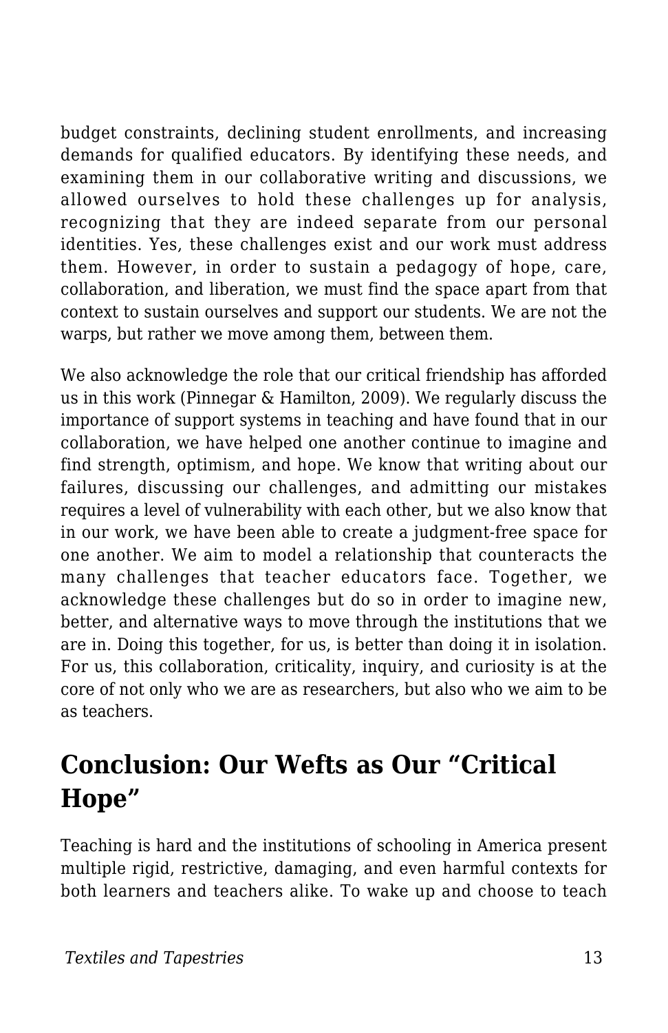budget constraints, declining student enrollments, and increasing demands for qualified educators. By identifying these needs, and examining them in our collaborative writing and discussions, we allowed ourselves to hold these challenges up for analysis, recognizing that they are indeed separate from our personal identities. Yes, these challenges exist and our work must address them. However, in order to sustain a pedagogy of hope, care, collaboration, and liberation, we must find the space apart from that context to sustain ourselves and support our students. We are not the warps, but rather we move among them, between them.

We also acknowledge the role that our critical friendship has afforded us in this work (Pinnegar & Hamilton, 2009). We regularly discuss the importance of support systems in teaching and have found that in our collaboration, we have helped one another continue to imagine and find strength, optimism, and hope. We know that writing about our failures, discussing our challenges, and admitting our mistakes requires a level of vulnerability with each other, but we also know that in our work, we have been able to create a judgment-free space for one another. We aim to model a relationship that counteracts the many challenges that teacher educators face. Together, we acknowledge these challenges but do so in order to imagine new, better, and alternative ways to move through the institutions that we are in. Doing this together, for us, is better than doing it in isolation. For us, this collaboration, criticality, inquiry, and curiosity is at the core of not only who we are as researchers, but also who we aim to be as teachers.

## Conclusion: Our Wefts as Our "Critical Hope"

Teaching is hard and the institutions of schooling in America present multiple rigid, restrictive, damaging, and even harmful contexts for both learners and teachers alike. To wake up and choose to teach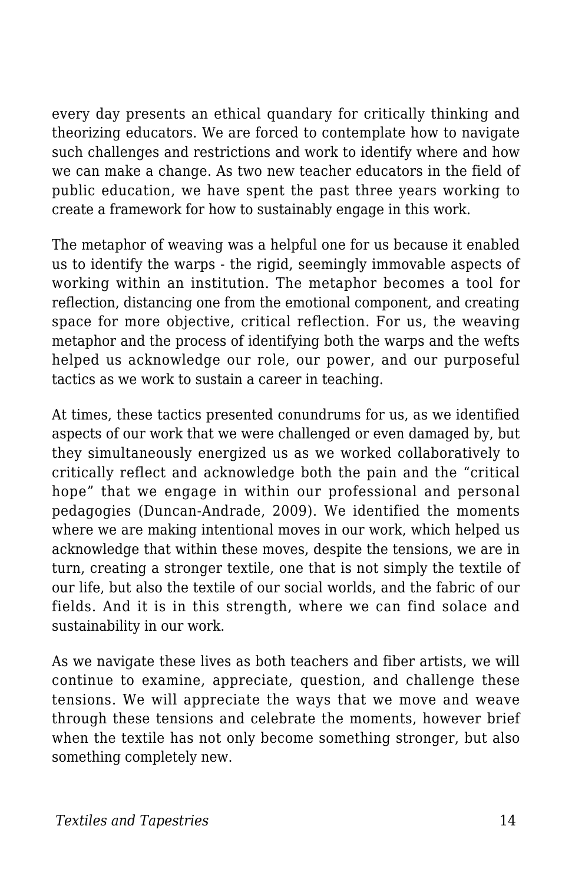every day presents an ethical quandary for critically thinking and theorizing educators. We are forced to contemplate how to navigate such challenges and restrictions and work to identify where and how we can make a change. As two new teacher educators in the field of public education, we have spent the past three years working to create a framework for how to sustainably engage in this work.

The metaphor of weaving was a helpful one for us because it enabled us to identify the warps - the rigid, seemingly immovable aspects of working within an institution. The metaphor becomes a tool for reflection, distancing one from the emotional component, and creating space for more objective, critical reflection. For us, the weaving metaphor and the process of identifying both the warps and the wefts helped us acknowledge our role, our power, and our purposeful tactics as we work to sustain a career in teaching.

At times, these tactics presented conundrums for us, as we identified aspects of our work that we were challenged or even damaged by, but they simultaneously energized us as we worked collaboratively to critically reflect and acknowledge both the pain and the "critical hope" that we engage in within our professional and personal pedagogies (Duncan-Andrade, 2009). We identified the moments where we are making intentional moves in our work, which helped us acknowledge that within these moves, despite the tensions, we are in turn, creating a stronger textile, one that is not simply the textile of our life, but also the textile of our social worlds, and the fabric of our fields. And it is in this strength, where we can find solace and sustainability in our work.

As we navigate these lives as both teachers and fiber artists, we will continue to examine, appreciate, question, and challenge these tensions. We will appreciate the ways that we move and weave through these tensions and celebrate the moments, however brief when the textile has not only become something stronger, but also something completely new.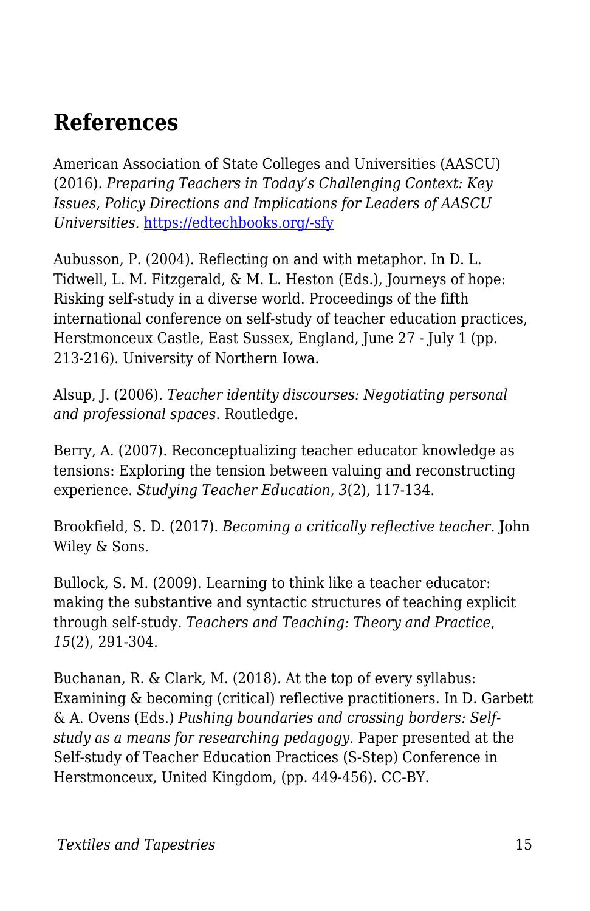## References

American Association of State Colleges and Universities (AASCU) (2016). *Preparing Teachers in Today's Challenging Context: Key Issues, Policy Directions and Implications for Leaders of AASCU Universities*. [https://edtechbooks.org/-sfy](https://edtechbooks.org/-sfy)

Aubusson, P. (2004). Reflecting on and with metaphor. In D. L. Tidwell, L. M. Fitzgerald, & M. L. Heston (Eds.), Journeys of hope: Risking self-study in a diverse world. Proceedings of the fifth international conference on self-study of teacher education practices, Herstmonceux Castle, East Sussex, England, June 27 - July 1 (pp. 213-216). University of Northern Iowa.

Alsup, J. (2006). *Teacher identity discourses: Negotiating personal and professional spaces*. Routledge.

Berry, A. (2007). Reconceptualizing teacher educator knowledge as tensions: Exploring the tension between valuing and reconstructing experience. *Studying Teacher Education, 3*(2), 117-134.

Brookfield, S. D. (2017). *Becoming a critically reflective teacher*. John Wiley & Sons.

Bullock, S. M. (2009). Learning to think like a teacher educator: making the substantive and syntactic structures of teaching explicit through self-study. *Teachers and Teaching: Theory and Practice*, *15*(2), 291-304.

Buchanan, R. & Clark, M. (2018). At the top of every syllabus: Examining & becoming (critical) reflective practitioners. In D. Garbett & A. Ovens (Eds.) *Pushing boundaries and crossing borders: Self-study as a means for researching pedagogy.* Paper presented at the Self-study of Teacher Education Practices (S-Step) Conference in Herstmonceux, United Kingdom, (pp. 449-456). CC-BY.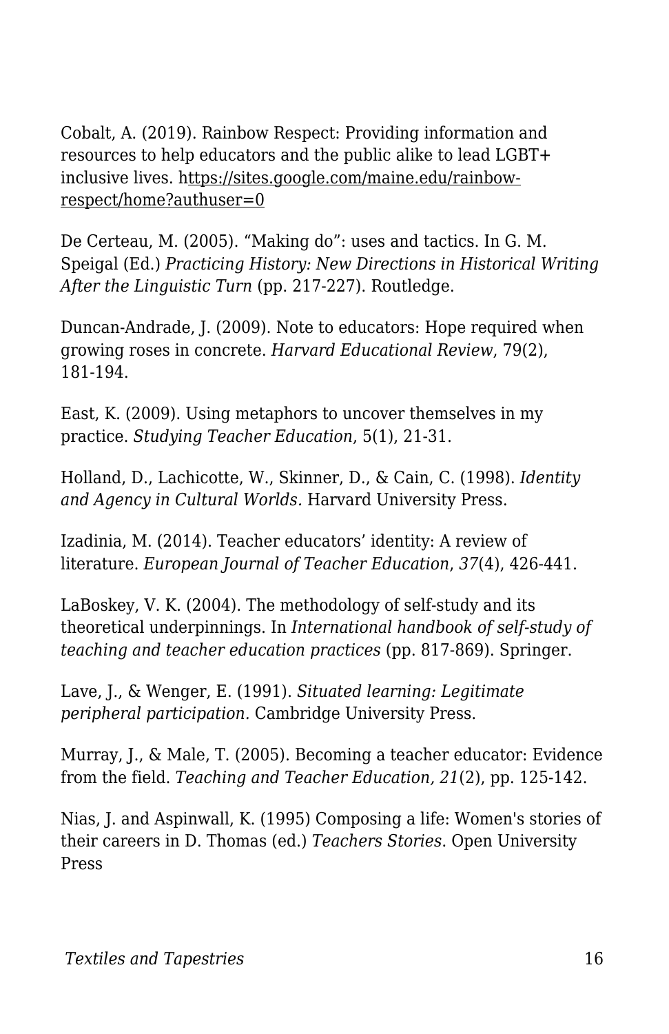Cobalt, A. (2019). Rainbow Respect: Providing information and resources to help educators and the public alike to lead LGBT+ inclusive lives. https://sites.google.com/maine.edu/rainbow-respect/home?authuser=0

De Certeau, M. (2005). “Making do”: uses and tactics. In G. M. Speigal (Ed.) *Practicing History: New Directions in Historical Writing After the Linguistic Turn* (pp. 217-227). Routledge.

Duncan-Andrade, J. (2009). Note to educators: Hope required when growing roses in concrete. *Harvard Educational Review*, 79(2), 181-194.

East, K. (2009). Using metaphors to uncover themselves in my practice. *Studying Teacher Education*, 5(1), 21-31.

Holland, D., Lachicotte, W., Skinner, D., & Cain, C. (1998). *Identity and Agency in Cultural Worlds.* Harvard University Press.

Izadinia, M. (2014). Teacher educators’ identity: A review of literature. *European Journal of Teacher Education*, *37*(4), 426-441.

LaBoskey, V. K. (2004). The methodology of self-study and its theoretical underpinnings. In *International handbook of self-study of teaching and teacher education practices* (pp. 817-869). Springer.

Lave, J., & Wenger, E. (1991). *Situated learning: Legitimate peripheral participation.* Cambridge University Press.

Murray, J., & Male, T. (2005). Becoming a teacher educator: Evidence from the field. *Teaching and Teacher Education, 21*(2), pp. 125-142.

Nias, J. and Aspinwall, K. (1995) Composing a life: Women's stories of their careers in D. Thomas (ed.) *Teachers Stories.* Open University Press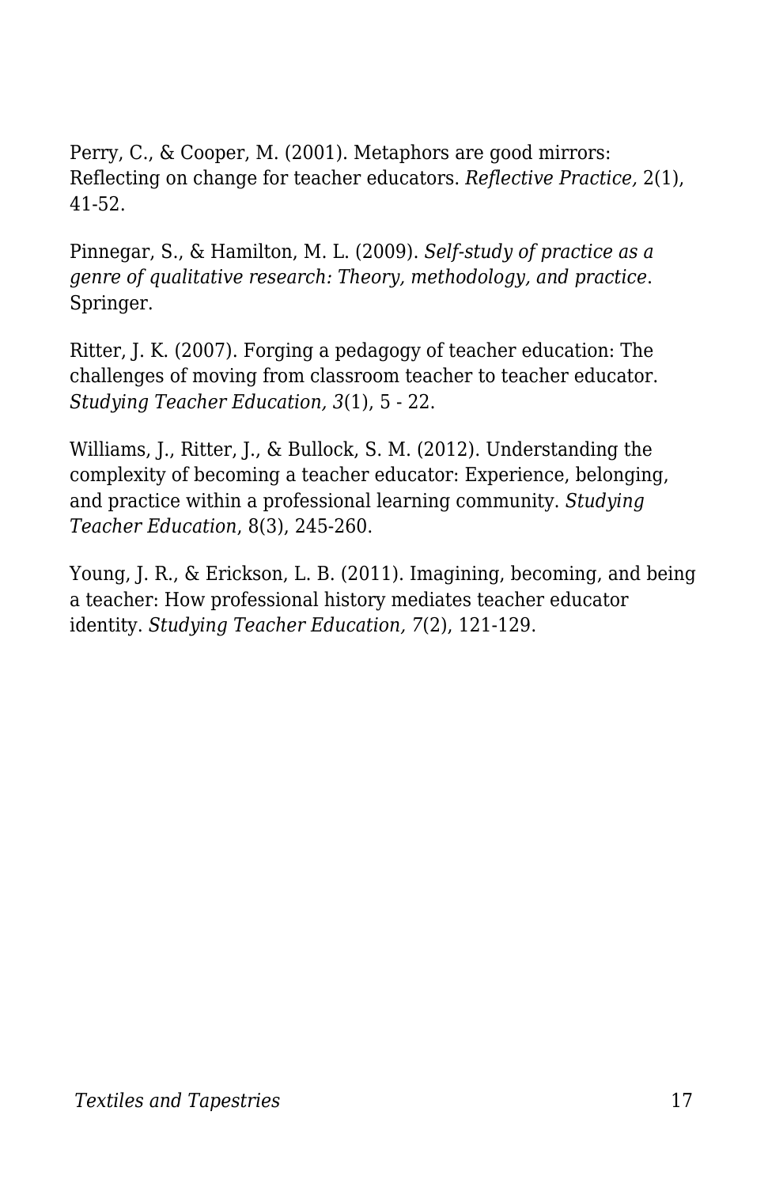Perry, C., & Cooper, M. (2001). Metaphors are good mirrors: Reflecting on change for teacher educators. *Reflective Practice,* 2(1), 41-52.

Pinnegar, S., & Hamilton, M. L. (2009). *Self-study of practice as a genre of qualitative research: Theory, methodology, and practice*. Springer.

Ritter, J. K. (2007). Forging a pedagogy of teacher education: The challenges of moving from classroom teacher to teacher educator. *Studying Teacher Education, 3*(1), 5 - 22.

Williams, J., Ritter, J., & Bullock, S. M. (2012). Understanding the complexity of becoming a teacher educator: Experience, belonging, and practice within a professional learning community. *Studying Teacher Education*, 8(3), 245-260.

Young, J. R., & Erickson, L. B. (2011). Imagining, becoming, and being a teacher: How professional history mediates teacher educator identity. *Studying Teacher Education, 7*(2), 121-129.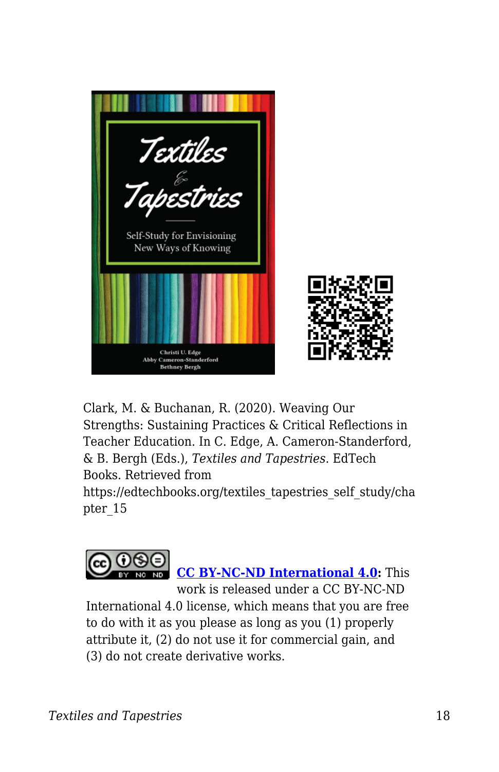Clark, M. & Buchanan, R. (2020). Weaving Our Strengths: Sustaining Practices & Critical Reflections in Teacher Education. In C. Edge, A. Cameron-Standerford, & B. Bergh (Eds.), *Textiles and Tapestries*. EdTech Books. Retrieved from https://edtechbooks.org/textiles_tapestries_self_study/chapter_15

**[CC BY-NC-ND International 4.0](https://creativecommons.org/licenses/by-nc-nd/4.0/):** This work is released under a CC BY-NC-ND International 4.0 license, which means that you are free to do with it as you please as long as you (1) properly attribute it, (2) do not use it for commercial gain, and (3) do not create derivative works.